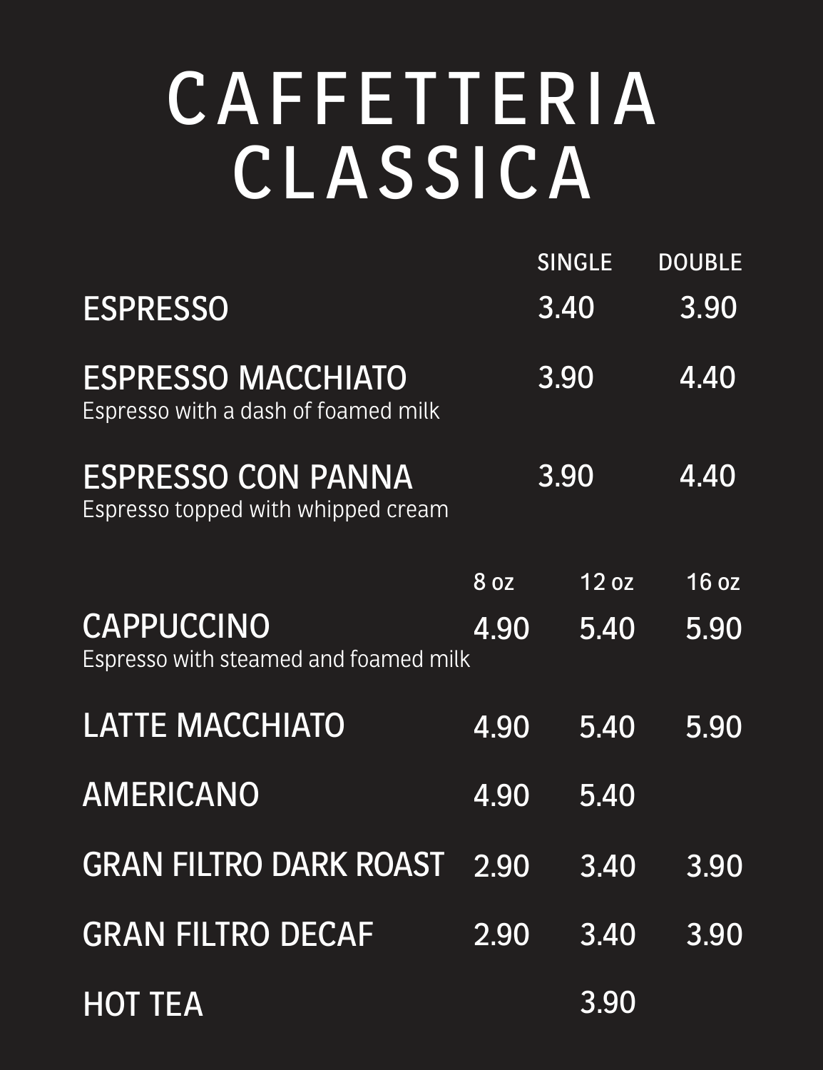# CAFFETTERIA CLASSICA

| | SINGLE | DOUBLE |
|---|---|---|
| **ESPRESSO** | 3.40 | 3.90 |
| **ESPRESSO MACCHIATO**<br>Espresso with a dash of foamed milk | 3.90 | 4.40 |
| **ESPRESSO CON PANNA**<br>Espresso topped with whipped cream | 3.90 | 4.40 |

| | 8 oz | 12 oz | 16 oz |
|---|---|---|---|
| **CAPPUCCINO**<br>Espresso with steamed and foamed milk | 4.90 | 5.40 | 5.90 |
| **LATTE MACCHIATO** | 4.90 | 5.40 | 5.90 |
| **AMERICANO** | 4.90 | 5.40 | |
| **GRAN FILTRO DARK ROAST** | 2.90 | 3.40 | 3.90 |
| **GRAN FILTRO DECAF** | 2.90 | 3.40 | 3.90 |
| **HOT TEA** | | 3.90 | |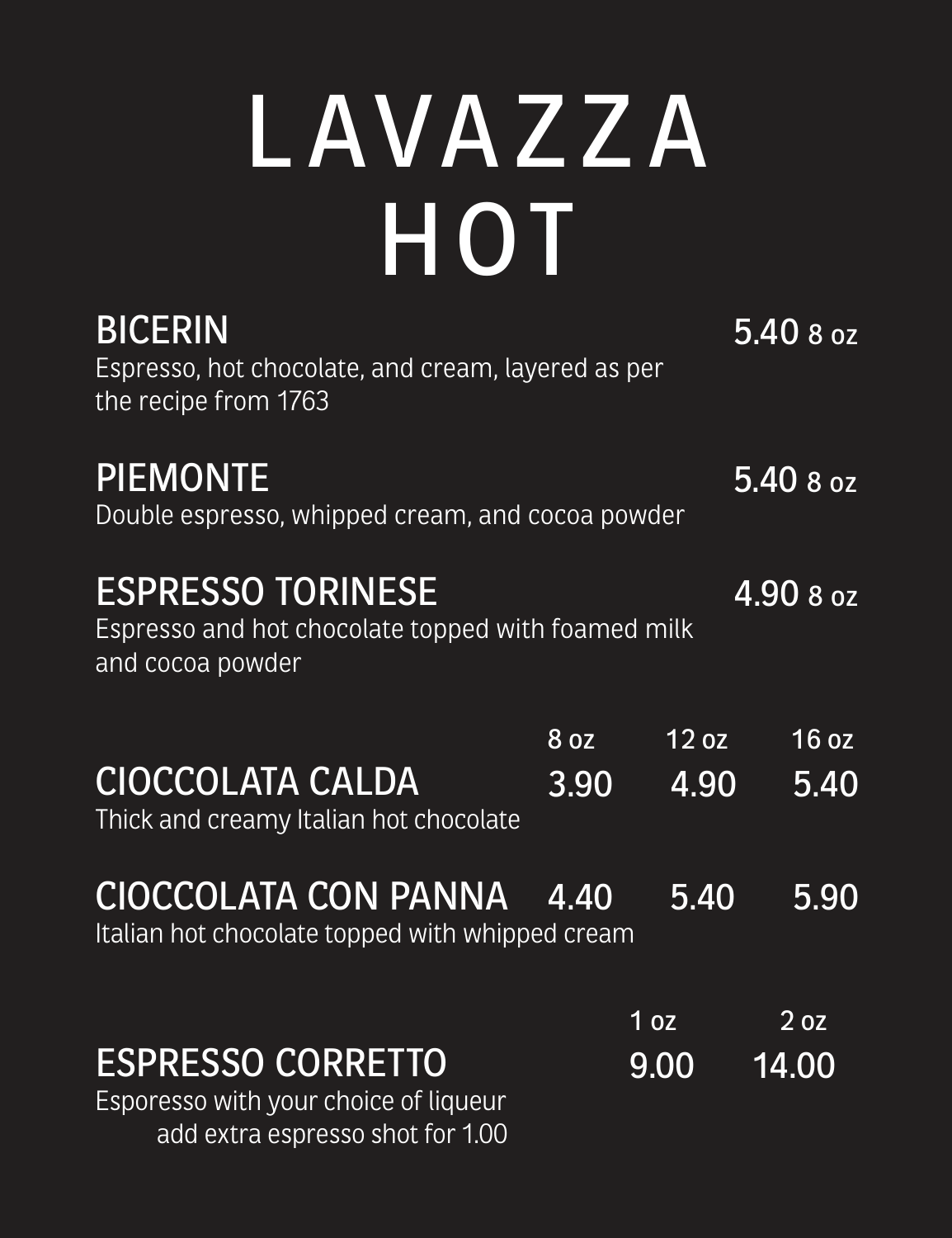# LAVAZZA HOT

## BICERIN — 5.40 8 oz

Espresso, hot chocolate, and cream, layered as per the recipe from 1763

## PIEMONTE — 5.40 8 oz

Double espresso, whipped cream, and cocoa powder

## ESPRESSO TORINESE — 4.90 8 oz

Espresso and hot chocolate topped with foamed milk and cocoa powder

| | 8 oz | 12 oz | 16 oz |
|---|---|---|---|
| **CIOCCOLATA CALDA**<br>Thick and creamy Italian hot chocolate | 3.90 | 4.90 | 5.40 |
| **CIOCCOLATA CON PANNA**<br>Italian hot chocolate topped with whipped cream | 4.40 | 5.40 | 5.90 |

| | 1 oz | 2 oz |
|---|---|---|
| **ESPRESSO CORRETTO**<br>Esporesso with your choice of liqueur<br>add extra espresso shot for 1.00 | 9.00 | 14.00 |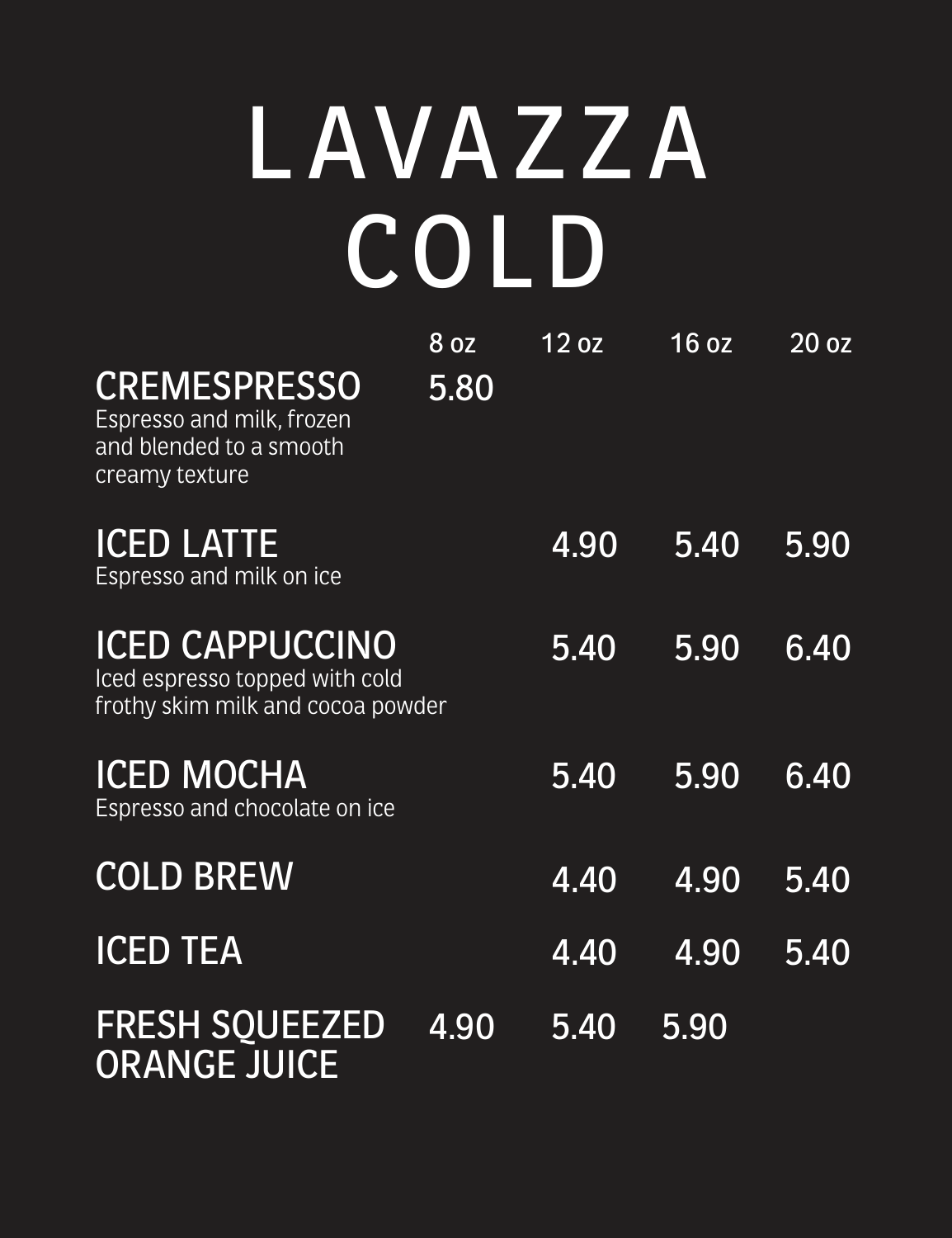# LAVAZZA COLD

| | 8 oz | 12 oz | 16 oz | 20 oz |
|---|---|---|---|---|
| **CREMESPRESSO** Espresso and milk, frozen and blended to a smooth creamy texture | 5.80 | | | |
| **ICED LATTE** Espresso and milk on ice | | 4.90 | 5.40 | 5.90 |
| **ICED CAPPUCCINO** Iced espresso topped with cold frothy skim milk and cocoa powder | | 5.40 | 5.90 | 6.40 |
| **ICED MOCHA** Espresso and chocolate on ice | | 5.40 | 5.90 | 6.40 |
| **COLD BREW** | | 4.40 | 4.90 | 5.40 |
| **ICED TEA** | | 4.40 | 4.90 | 5.40 |
| **FRESH SQUEEZED ORANGE JUICE** | 4.90 | 5.40 | 5.90 | |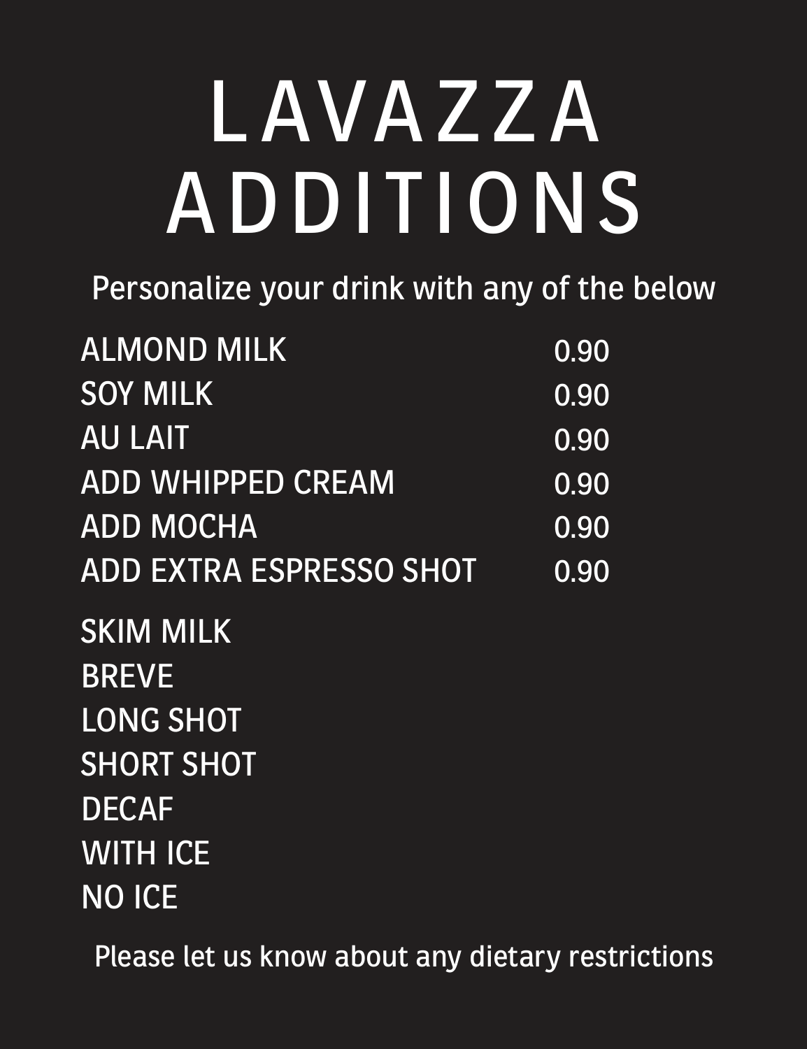# LAVAZZA ADDITIONS

Personalize your drink with any of the below

| | |
|---|---|
| ALMOND MILK | 0.90 |
| SOY MILK | 0.90 |
| AU LAIT | 0.90 |
| ADD WHIPPED CREAM | 0.90 |
| ADD MOCHA | 0.90 |
| ADD EXTRA ESPRESSO SHOT | 0.90 |

SKIM MILK
BREVE
LONG SHOT
SHORT SHOT
DECAF
WITH ICE
NO ICE

Please let us know about any dietary restrictions